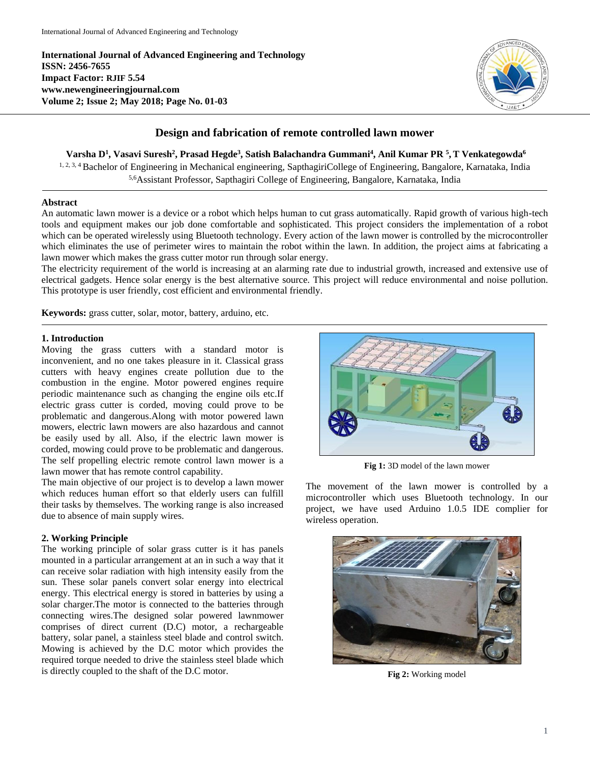**International Journal of Advanced Engineering and Technology**
**ISSN: 2456-7655**
**Impact Factor: RJIF 5.54**
**www.newengineeringjournal.com**
**Volume 2; Issue 2; May 2018; Page No. 01-03**

# Design and fabrication of remote controlled lawn mower

**Varsha D[1], Vasavi Suresh[2], Prasad Hegde[3], Satish Balachandra Gummani[4], Anil Kumar PR [5], T Venkategowda[6]**

[1, 2, 3, 4] Bachelor of Engineering in Mechanical engineering, SapthagiriCollege of Engineering, Bangalore, Karnataka, India
[5,6]Assistant Professor, Sapthagiri College of Engineering, Bangalore, Karnataka, India

## Abstract

An automatic lawn mower is a device or a robot which helps human to cut grass automatically. Rapid growth of various high-tech tools and equipment makes our job done comfortable and sophisticated. This project considers the implementation of a robot which can be operated wirelessly using Bluetooth technology. Every action of the lawn mower is controlled by the microcontroller which eliminates the use of perimeter wires to maintain the robot within the lawn. In addition, the project aims at fabricating a lawn mower which makes the grass cutter motor run through solar energy.

The electricity requirement of the world is increasing at an alarming rate due to industrial growth, increased and extensive use of electrical gadgets. Hence solar energy is the best alternative source. This project will reduce environmental and noise pollution. This prototype is user friendly, cost efficient and environmental friendly.

**Keywords:** grass cutter, solar, motor, battery, arduino, etc.

## 1. Introduction

Moving the grass cutters with a standard motor is inconvenient, and no one takes pleasure in it. Classical grass cutters with heavy engines create pollution due to the combustion in the engine. Motor powered engines require periodic maintenance such as changing the engine oils etc.If electric grass cutter is corded, moving could prove to be problematic and dangerous.Along with motor powered lawn mowers, electric lawn mowers are also hazardous and cannot be easily used by all. Also, if the electric lawn mower is corded, mowing could prove to be problematic and dangerous. The self propelling electric remote control lawn mower is a lawn mower that has remote control capability.

The main objective of our project is to develop a lawn mower which reduces human effort so that elderly users can fulfill their tasks by themselves. The working range is also increased due to absence of main supply wires.

## 2. Working Principle

The working principle of solar grass cutter is it has panels mounted in a particular arrangement at an in such a way that it can receive solar radiation with high intensity easily from the sun. These solar panels convert solar energy into electrical energy. This electrical energy is stored in batteries by using a solar charger.The motor is connected to the batteries through connecting wires.The designed solar powered lawnmower comprises of direct current (D.C) motor, a rechargeable battery, solar panel, a stainless steel blade and control switch. Mowing is achieved by the D.C motor which provides the required torque needed to drive the stainless steel blade which is directly coupled to the shaft of the D.C motor.

**Fig 1:** 3D model of the lawn mower

The movement of the lawn mower is controlled by a microcontroller which uses Bluetooth technology. In our project, we have used Arduino 1.0.5 IDE complier for wireless operation.

**Fig 2:** Working model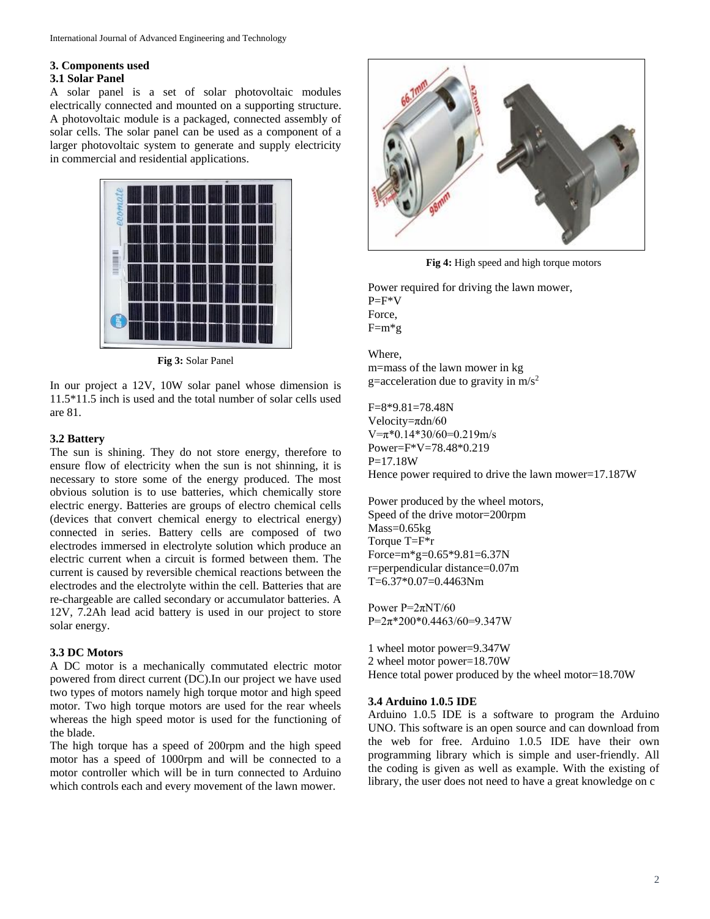## 3. Components used

### 3.1 Solar Panel

A solar panel is a set of solar photovoltaic modules electrically connected and mounted on a supporting structure. A photovoltaic module is a packaged, connected assembly of solar cells. The solar panel can be used as a component of a larger photovoltaic system to generate and supply electricity in commercial and residential applications.

**Fig 3:** Solar Panel

In our project a 12V, 10W solar panel whose dimension is 11.5*11.5 inch is used and the total number of solar cells used are 81.

### 3.2 Battery

The sun is shining. They do not store energy, therefore to ensure flow of electricity when the sun is not shinning, it is necessary to store some of the energy produced. The most obvious solution is to use batteries, which chemically store electric energy. Batteries are groups of electro chemical cells (devices that convert chemical energy to electrical energy) connected in series. Battery cells are composed of two electrodes immersed in electrolyte solution which produce an electric current when a circuit is formed between them. The current is caused by reversible chemical reactions between the electrodes and the electrolyte within the cell. Batteries that are re-chargeable are called secondary or accumulator batteries. A 12V, 7.2Ah lead acid battery is used in our project to store solar energy.

### 3.3 DC Motors

A DC motor is a mechanically commutated electric motor powered from direct current (DC).In our project we have used two types of motors namely high torque motor and high speed motor. Two high torque motors are used for the rear wheels whereas the high speed motor is used for the functioning of the blade.

The high torque has a speed of 200rpm and the high speed motor has a speed of 1000rpm and will be connected to a motor controller which will be in turn connected to Arduino which controls each and every movement of the lawn mower.

**Fig 4:** High speed and high torque motors

Power required for driving the lawn mower,
$P=F*V$
Force,
$F=m*g$

Where,
m=mass of the lawn mower in kg
g=acceleration due to gravity in $m/s^2$

$F=8*9.81=78.48N$
Velocity=$\pi dn/60$
$V=\pi*0.14*30/60=0.219m/s$
Power=$F*V=78.48*0.219$
$P=17.18W$
Hence power required to drive the lawn mower=17.187W

Power produced by the wheel motors,
Speed of the drive motor=200rpm
Mass=0.65kg
Torque $T=F*r$
Force=$m*g=0.65*9.81=6.37N$
r=perpendicular distance=0.07m
$T=6.37*0.07=0.4463Nm$

Power $P=2\pi NT/60$
$P=2\pi*200*0.4463/60=9.347W$

1 wheel motor power=9.347W
2 wheel motor power=18.70W
Hence total power produced by the wheel motor=18.70W

### 3.4 Arduino 1.0.5 IDE

Arduino 1.0.5 IDE is a software to program the Arduino UNO. This software is an open source and can download from the web for free. Arduino 1.0.5 IDE have their own programming library which is simple and user-friendly. All the coding is given as well as example. With the existing of library, the user does not need to have a great knowledge on c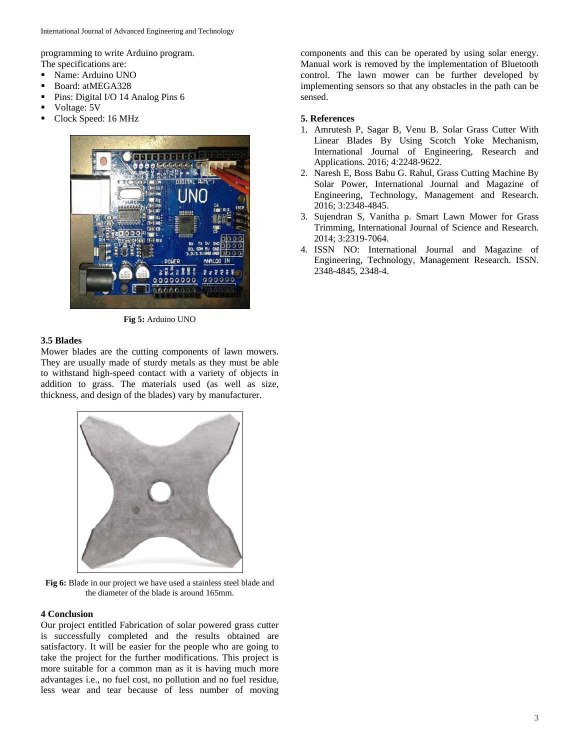programming to write Arduino program.

The specifications are:

- Name: Arduino UNO
- Board: atMEGA328
- Pins: Digital I/O 14 Analog Pins 6
- Voltage: 5V
- Clock Speed: 16 MHz

**Fig 5:** Arduino UNO

### 3.5 Blades

Mower blades are the cutting components of lawn mowers. They are usually made of sturdy metals as they must be able to withstand high-speed contact with a variety of objects in addition to grass. The materials used (as well as size, thickness, and design of the blades) vary by manufacturer.

**Fig 6:** Blade in our project we have used a stainless steel blade and the diameter of the blade is around 165mm.

## 4 Conclusion

Our project entitled Fabrication of solar powered grass cutter is successfully completed and the results obtained are satisfactory. It will be easier for the people who are going to take the project for the further modifications. This project is more suitable for a common man as it is having much more advantages i.e., no fuel cost, no pollution and no fuel residue, less wear and tear because of less number of moving components and this can be operated by using solar energy. Manual work is removed by the implementation of Bluetooth control. The lawn mower can be further developed by implementing sensors so that any obstacles in the path can be sensed.

## 5. References

1. Amrutesh P, Sagar B, Venu B. Solar Grass Cutter With Linear Blades By Using Scotch Yoke Mechanism, International Journal of Engineering, Research and Applications. 2016; 4:2248-9622.
2. Naresh E, Boss Babu G. Rahul, Grass Cutting Machine By Solar Power, International Journal and Magazine of Engineering, Technology, Management and Research. 2016; 3:2348-4845.
3. Sujendran S, Vanitha p. Smart Lawn Mower for Grass Trimming, International Journal of Science and Research. 2014; 3:2319-7064.
4. ISSN NO: International Journal and Magazine of Engineering, Technology, Management Research. ISSN. 2348-4845, 2348-4.